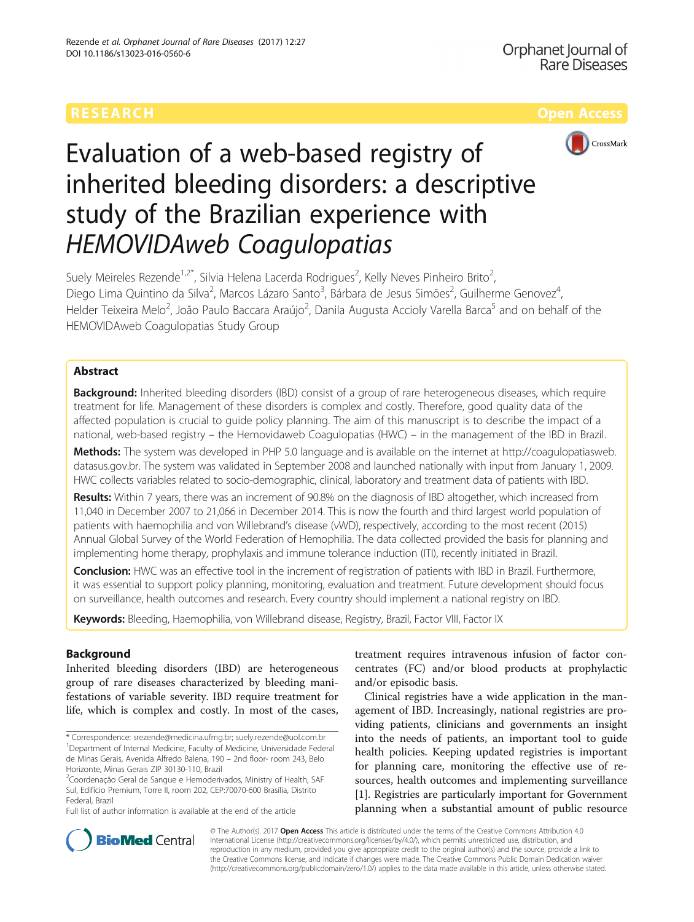RESEARCH Open Access

# Evaluation of a web-based registry of inherited bleeding disorders: a descriptive study of the Brazilian experience with *HEMOVIDAweb Coagulopatias*

Suely Meireles Rezende[1,2*], Silvia Helena Lacerda Rodrigues[2], Kelly Neves Pinheiro Brito[2], Diego Lima Quintino da Silva[2], Marcos Lázaro Santo[3], Bárbara de Jesus Simões[2], Guilherme Genovez[4], Helder Teixeira Melo[2], João Paulo Baccara Araújo[2], Danila Augusta Accioly Varella Barca[5] and on behalf of the HEMOVIDAweb Coagulopatias Study Group

## Abstract

**Background:** Inherited bleeding disorders (IBD) consist of a group of rare heterogeneous diseases, which require treatment for life. Management of these disorders is complex and costly. Therefore, good quality data of the affected population is crucial to guide policy planning. The aim of this manuscript is to describe the impact of a national, web-based registry – the Hemovidaweb Coagulopatias (HWC) – in the management of the IBD in Brazil.

**Methods:** The system was developed in PHP 5.0 language and is available on the internet at http://coagulopatiasweb.datasus.gov.br. The system was validated in September 2008 and launched nationally with input from January 1, 2009. HWC collects variables related to socio-demographic, clinical, laboratory and treatment data of patients with IBD.

**Results:** Within 7 years, there was an increment of 90.8% on the diagnosis of IBD altogether, which increased from 11,040 in December 2007 to 21,066 in December 2014. This is now the fourth and third largest world population of patients with haemophilia and von Willebrand's disease (vWD), respectively, according to the most recent (2015) Annual Global Survey of the World Federation of Hemophilia. The data collected provided the basis for planning and implementing home therapy, prophylaxis and immune tolerance induction (ITI), recently initiated in Brazil.

**Conclusion:** HWC was an effective tool in the increment of registration of patients with IBD in Brazil. Furthermore, it was essential to support policy planning, monitoring, evaluation and treatment. Future development should focus on surveillance, health outcomes and research. Every country should implement a national registry on IBD.

**Keywords:** Bleeding, Haemophilia, von Willebrand disease, Registry, Brazil, Factor VIII, Factor IX

## Background

Inherited bleeding disorders (IBD) are heterogeneous group of rare diseases characterized by bleeding manifestations of variable severity. IBD require treatment for life, which is complex and costly. In most of the cases, treatment requires intravenous infusion of factor concentrates (FC) and/or blood products at prophylactic and/or episodic basis.

Clinical registries have a wide application in the management of IBD. Increasingly, national registries are providing patients, clinicians and governments an insight into the needs of patients, an important tool to guide health policies. Keeping updated registries is important for planning care, monitoring the effective use of resources, health outcomes and implementing surveillance [1]. Registries are particularly important for Government planning when a substantial amount of public resource

\* Correspondence: srezende@medicina.ufmg.br; suely.rezende@uol.com.br
[1]Department of Internal Medicine, Faculty of Medicine, Universidade Federal de Minas Gerais, Avenida Alfredo Balena, 190 – 2nd floor- room 243, Belo Horizonte, Minas Gerais ZIP 30130-110, Brazil
[2]Coordenação Geral de Sangue e Hemoderivados, Ministry of Health, SAF Sul, Edifício Premium, Torre II, room 202, CEP:70070-600 Brasília, Distrito Federal, Brazil
Full list of author information is available at the end of the article

© The Author(s). 2017 **Open Access** This article is distributed under the terms of the Creative Commons Attribution 4.0 International License (http://creativecommons.org/licenses/by/4.0/), which permits unrestricted use, distribution, and reproduction in any medium, provided you give appropriate credit to the original author(s) and the source, provide a link to the Creative Commons license, and indicate if changes were made. The Creative Commons Public Domain Dedication waiver (http://creativecommons.org/publicdomain/zero/1.0/) applies to the data made available in this article, unless otherwise stated.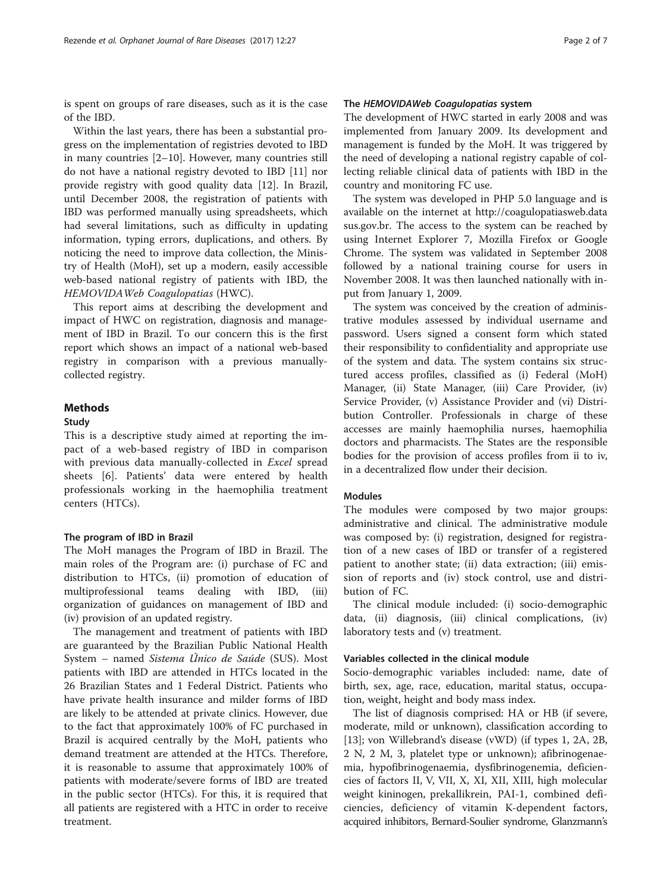is spent on groups of rare diseases, such as it is the case of the IBD.

Within the last years, there has been a substantial progress on the implementation of registries devoted to IBD in many countries [2–10]. However, many countries still do not have a national registry devoted to IBD [11] nor provide registry with good quality data [12]. In Brazil, until December 2008, the registration of patients with IBD was performed manually using spreadsheets, which had several limitations, such as difficulty in updating information, typing errors, duplications, and others. By noticing the need to improve data collection, the Ministry of Health (MoH), set up a modern, easily accessible web-based national registry of patients with IBD, the *HEMOVIDAWeb Coagulopatias* (HWC).

This report aims at describing the development and impact of HWC on registration, diagnosis and management of IBD in Brazil. To our concern this is the first report which shows an impact of a national web-based registry in comparison with a previous manually-collected registry.

## Methods

### Study

This is a descriptive study aimed at reporting the impact of a web-based registry of IBD in comparison with previous data manually-collected in *Excel* spread sheets [6]. Patients' data were entered by health professionals working in the haemophilia treatment centers (HTCs).

### The program of IBD in Brazil

The MoH manages the Program of IBD in Brazil. The main roles of the Program are: (i) purchase of FC and distribution to HTCs, (ii) promotion of education of multiprofessional teams dealing with IBD, (iii) organization of guidances on management of IBD and (iv) provision of an updated registry.

The management and treatment of patients with IBD are guaranteed by the Brazilian Public National Health System – named *Sistema Único de Saúde* (SUS). Most patients with IBD are attended in HTCs located in the 26 Brazilian States and 1 Federal District. Patients who have private health insurance and milder forms of IBD are likely to be attended at private clinics. However, due to the fact that approximately 100% of FC purchased in Brazil is acquired centrally by the MoH, patients who demand treatment are attended at the HTCs. Therefore, it is reasonable to assume that approximately 100% of patients with moderate/severe forms of IBD are treated in the public sector (HTCs). For this, it is required that all patients are registered with a HTC in order to receive treatment.

### The *HEMOVIDAWeb Coagulopatias* system

The development of HWC started in early 2008 and was implemented from January 2009. Its development and management is funded by the MoH. It was triggered by the need of developing a national registry capable of collecting reliable clinical data of patients with IBD in the country and monitoring FC use.

The system was developed in PHP 5.0 language and is available on the internet at http://coagulopatiasweb.datasus.gov.br. The access to the system can be reached by using Internet Explorer 7, Mozilla Firefox or Google Chrome. The system was validated in September 2008 followed by a national training course for users in November 2008. It was then launched nationally with input from January 1, 2009.

The system was conceived by the creation of administrative modules assessed by individual username and password. Users signed a consent form which stated their responsibility to confidentiality and appropriate use of the system and data. The system contains six structured access profiles, classified as (i) Federal (MoH) Manager, (ii) State Manager, (iii) Care Provider, (iv) Service Provider, (v) Assistance Provider and (vi) Distribution Controller. Professionals in charge of these accesses are mainly haemophilia nurses, haemophilia doctors and pharmacists. The States are the responsible bodies for the provision of access profiles from ii to iv, in a decentralized flow under their decision.

### Modules

The modules were composed by two major groups: administrative and clinical. The administrative module was composed by: (i) registration, designed for registration of a new cases of IBD or transfer of a registered patient to another state; (ii) data extraction; (iii) emission of reports and (iv) stock control, use and distribution of FC.

The clinical module included: (i) socio-demographic data, (ii) diagnosis, (iii) clinical complications, (iv) laboratory tests and (v) treatment.

### Variables collected in the clinical module

Socio-demographic variables included: name, date of birth, sex, age, race, education, marital status, occupation, weight, height and body mass index.

The list of diagnosis comprised: HA or HB (if severe, moderate, mild or unknown), classification according to [13]; von Willebrand's disease (vWD) (if types 1, 2A, 2B, 2 N, 2 M, 3, platelet type or unknown); afibrinogenaemia, hypofibrinogenaemia, dysfibrinogenemia, deficiencies of factors II, V, VII, X, XI, XII, XIII, high molecular weight kininogen, prekallikrein, PAI-1, combined deficiencies, deficiency of vitamin K-dependent factors, acquired inhibitors, Bernard-Soulier syndrome, Glanzmann's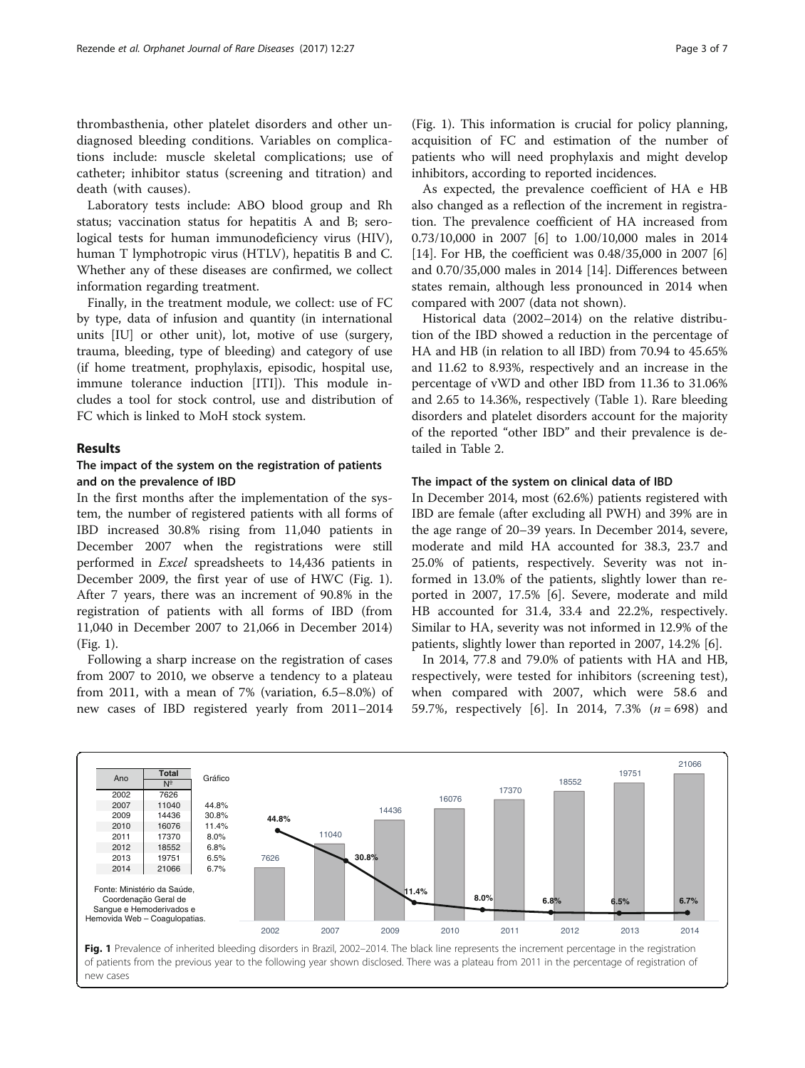thrombasthenia, other platelet disorders and other undiagnosed bleeding conditions. Variables on complications include: muscle skeletal complications; use of catheter; inhibitor status (screening and titration) and death (with causes).

Laboratory tests include: ABO blood group and Rh status; vaccination status for hepatitis A and B; serological tests for human immunodeficiency virus (HIV), human T lymphotropic virus (HTLV), hepatitis B and C. Whether any of these diseases are confirmed, we collect information regarding treatment.

Finally, in the treatment module, we collect: use of FC by type, data of infusion and quantity (in international units [IU] or other unit), lot, motive of use (surgery, trauma, bleeding, type of bleeding) and category of use (if home treatment, prophylaxis, episodic, hospital use, immune tolerance induction [ITI]). This module includes a tool for stock control, use and distribution of FC which is linked to MoH stock system.

## Results

### The impact of the system on the registration of patients and on the prevalence of IBD

In the first months after the implementation of the system, the number of registered patients with all forms of IBD increased 30.8% rising from 11,040 patients in December 2007 when the registrations were still performed in *Excel* spreadsheets to 14,436 patients in December 2009, the first year of use of HWC (Fig. 1). After 7 years, there was an increment of 90.8% in the registration of patients with all forms of IBD (from 11,040 in December 2007 to 21,066 in December 2014) (Fig. 1).

Following a sharp increase on the registration of cases from 2007 to 2010, we observe a tendency to a plateau from 2011, with a mean of 7% (variation, 6.5–8.0%) of new cases of IBD registered yearly from 2011–2014 (Fig. 1). This information is crucial for policy planning, acquisition of FC and estimation of the number of patients who will need prophylaxis and might develop inhibitors, according to reported incidences.

As expected, the prevalence coefficient of HA e HB also changed as a reflection of the increment in registration. The prevalence coefficient of HA increased from 0.73/10,000 in 2007 [6] to 1.00/10,000 males in 2014 [14]. For HB, the coefficient was 0.48/35,000 in 2007 [6] and 0.70/35,000 males in 2014 [14]. Differences between states remain, although less pronounced in 2014 when compared with 2007 (data not shown).

Historical data (2002–2014) on the relative distribution of the IBD showed a reduction in the percentage of HA and HB (in relation to all IBD) from 70.94 to 45.65% and 11.62 to 8.93%, respectively and an increase in the percentage of vWD and other IBD from 11.36 to 31.06% and 2.65 to 14.36%, respectively (Table 1). Rare bleeding disorders and platelet disorders account for the majority of the reported "other IBD" and their prevalence is detailed in Table 2.

### The impact of the system on clinical data of IBD

In December 2014, most (62.6%) patients registered with IBD are female (after excluding all PWH) and 39% are in the age range of 20–39 years. In December 2014, severe, moderate and mild HA accounted for 38.3, 23.7 and 25.0% of patients, respectively. Severity was not informed in 13.0% of the patients, slightly lower than reported in 2007, 17.5% [6]. Severe, moderate and mild HB accounted for 31.4, 33.4 and 22.2%, respectively. Similar to HA, severity was not informed in 12.9% of the patients, slightly lower than reported in 2007, 14.2% [6].

In 2014, 77.8 and 79.0% of patients with HA and HB, respectively, were tested for inhibitors (screening test), when compared with 2007, which were 58.6 and 59.7%, respectively [6]. In 2014, 7.3% ($n = 698$) and

| Ano | Total Nº | Gráfico |
|---|---|---|
| 2002 | 7626 | |
| 2007 | 11040 | 44.8% |
| 2009 | 14436 | 30.8% |
| 2010 | 16076 | 11.4% |
| 2011 | 17370 | 8.0% |
| 2012 | 18552 | 6.8% |
| 2013 | 19751 | 6.5% |
| 2014 | 21066 | 6.7% |

Fonte: Ministério da Saúde, Coordenação Geral de Sangue e Hemoderivados e Hemovida Web – Coagulopatias.

**Fig. 1** Prevalence of inherited bleeding disorders in Brazil, 2002–2014. The black line represents the increment percentage in the registration of patients from the previous year to the following year shown disclosed. There was a plateau from 2011 in the percentage of registration of new cases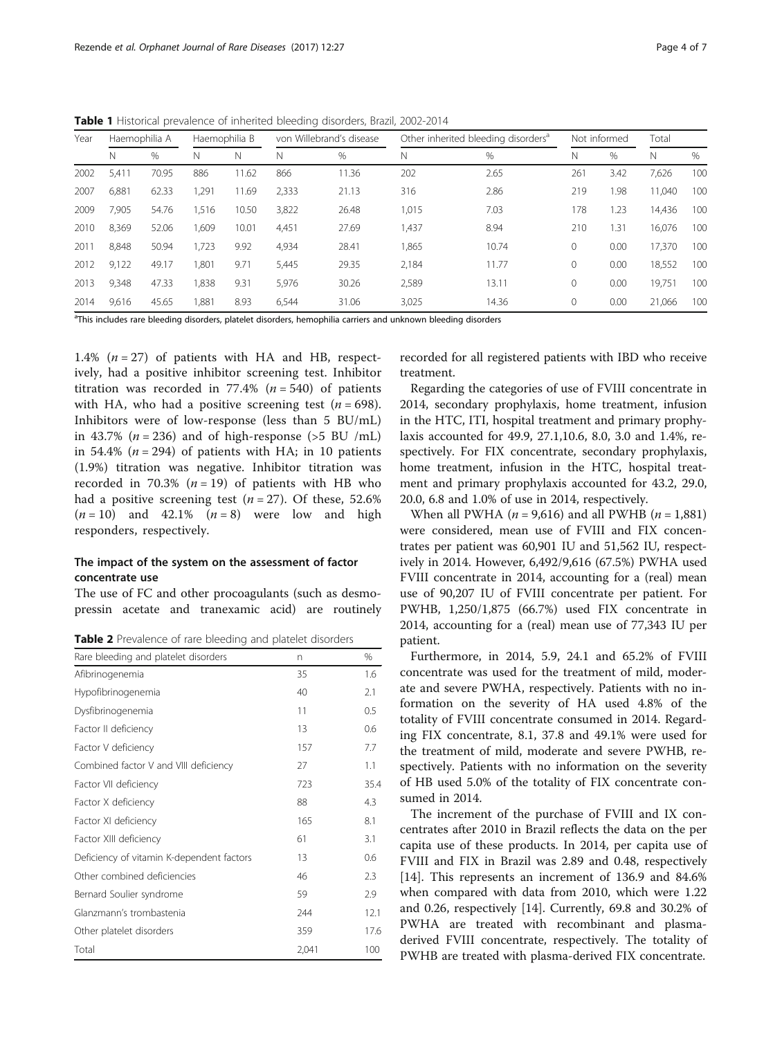**Table 1** Historical prevalence of inherited bleeding disorders, Brazil, 2002-2014

| Year | Haemophilia A | | Haemophilia B | | von Willebrand's disease | | Other inherited bleeding disorders[a] | | Not informed | | Total | |
|---|---|---|---|---|---|---|---|---|---|---|---|---|
| | N | % | N | N | N | % | N | % | N | % | N | % |
| 2002 | 5,411 | 70.95 | 886 | 11.62 | 866 | 11.36 | 202 | 2.65 | 261 | 3.42 | 7,626 | 100 |
| 2007 | 6,881 | 62.33 | 1,291 | 11.69 | 2,333 | 21.13 | 316 | 2.86 | 219 | 1.98 | 11,040 | 100 |
| 2009 | 7,905 | 54.76 | 1,516 | 10.50 | 3,822 | 26.48 | 1,015 | 7.03 | 178 | 1.23 | 14,436 | 100 |
| 2010 | 8,369 | 52.06 | 1,609 | 10.01 | 4,451 | 27.69 | 1,437 | 8.94 | 210 | 1.31 | 16,076 | 100 |
| 2011 | 8,848 | 50.94 | 1,723 | 9.92 | 4,934 | 28.41 | 1,865 | 10.74 | 0 | 0.00 | 17,370 | 100 |
| 2012 | 9,122 | 49.17 | 1,801 | 9.71 | 5,445 | 29.35 | 2,184 | 11.77 | 0 | 0.00 | 18,552 | 100 |
| 2013 | 9,348 | 47.33 | 1,838 | 9.31 | 5,976 | 30.26 | 2,589 | 13.11 | 0 | 0.00 | 19,751 | 100 |
| 2014 | 9,616 | 45.65 | 1,881 | 8.93 | 6,544 | 31.06 | 3,025 | 14.36 | 0 | 0.00 | 21,066 | 100 |

[a]This includes rare bleeding disorders, platelet disorders, hemophilia carriers and unknown bleeding disorders

1.4% ($n = 27$) of patients with HA and HB, respectively, had a positive inhibitor screening test. Inhibitor titration was recorded in 77.4% ($n = 540$) of patients with HA, who had a positive screening test ($n = 698$). Inhibitors were of low-response (less than 5 BU/mL) in 43.7% ($n = 236$) and of high-response (>5 BU /mL) in 54.4% ($n = 294$) of patients with HA; in 10 patients (1.9%) titration was negative. Inhibitor titration was recorded in 70.3% ($n = 19$) of patients with HB who had a positive screening test ($n = 27$). Of these, 52.6% ($n = 10$) and 42.1% ($n = 8$) were low and high responders, respectively.

## The impact of the system on the assessment of factor concentrate use

The use of FC and other procoagulants (such as desmopressin acetate and tranexamic acid) are routinely recorded for all registered patients with IBD who receive treatment.

Regarding the categories of use of FVIII concentrate in 2014, secondary prophylaxis, home treatment, infusion in the HTC, ITI, hospital treatment and primary prophylaxis accounted for 49.9, 27.1,10.6, 8.0, 3.0 and 1.4%, respectively. For FIX concentrate, secondary prophylaxis, home treatment, infusion in the HTC, hospital treatment and primary prophylaxis accounted for 43.2, 29.0, 20.0, 6.8 and 1.0% of use in 2014, respectively.

When all PWHA ($n = 9{,}616$) and all PWHB ($n = 1{,}881$) were considered, mean use of FVIII and FIX concentrates per patient was 60,901 IU and 51,562 IU, respectively in 2014. However, 6,492/9,616 (67.5%) PWHA used FVIII concentrate in 2014, accounting for a (real) mean use of 90,207 IU of FVIII concentrate per patient. For PWHB, 1,250/1,875 (66.7%) used FIX concentrate in 2014, accounting for a (real) mean use of 77,343 IU per patient.

Furthermore, in 2014, 5.9, 24.1 and 65.2% of FVIII concentrate was used for the treatment of mild, moderate and severe PWHA, respectively. Patients with no information on the severity of HA used 4.8% of the totality of FVIII concentrate consumed in 2014. Regarding FIX concentrate, 8.1, 37.8 and 49.1% were used for the treatment of mild, moderate and severe PWHB, respectively. Patients with no information on the severity of HB used 5.0% of the totality of FIX concentrate consumed in 2014.

The increment of the purchase of FVIII and IX concentrates after 2010 in Brazil reflects the data on the per capita use of these products. In 2014, per capita use of FVIII and FIX in Brazil was 2.89 and 0.48, respectively [14]. This represents an increment of 136.9 and 84.6% when compared with data from 2010, which were 1.22 and 0.26, respectively [14]. Currently, 69.8 and 30.2% of PWHA are treated with recombinant and plasma-derived FVIII concentrate, respectively. The totality of PWHB are treated with plasma-derived FIX concentrate.

**Table 2** Prevalence of rare bleeding and platelet disorders

| Rare bleeding and platelet disorders | n | % |
|---|---|---|
| Afibrinogenemia | 35 | 1.6 |
| Hypofibrinogenemia | 40 | 2.1 |
| Dysfibrinogenemia | 11 | 0.5 |
| Factor II deficiency | 13 | 0.6 |
| Factor V deficiency | 157 | 7.7 |
| Combined factor V and VIII deficiency | 27 | 1.1 |
| Factor VII deficiency | 723 | 35.4 |
| Factor X deficiency | 88 | 4.3 |
| Factor XI deficiency | 165 | 8.1 |
| Factor XIII deficiency | 61 | 3.1 |
| Deficiency of vitamin K-dependent factors | 13 | 0.6 |
| Other combined deficiencies | 46 | 2.3 |
| Bernard Soulier syndrome | 59 | 2.9 |
| Glanzmann's trombastenia | 244 | 12.1 |
| Other platelet disorders | 359 | 17.6 |
| Total | 2,041 | 100 |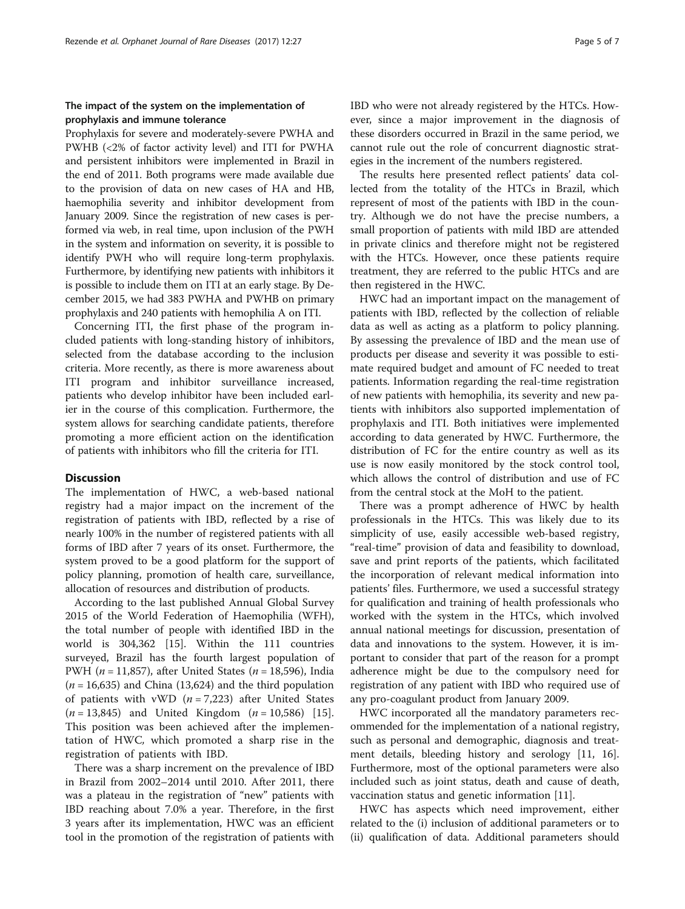### The impact of the system on the implementation of prophylaxis and immune tolerance

Prophylaxis for severe and moderately-severe PWHA and PWHB (<2% of factor activity level) and ITI for PWHA and persistent inhibitors were implemented in Brazil in the end of 2011. Both programs were made available due to the provision of data on new cases of HA and HB, haemophilia severity and inhibitor development from January 2009. Since the registration of new cases is performed via web, in real time, upon inclusion of the PWH in the system and information on severity, it is possible to identify PWH who will require long-term prophylaxis. Furthermore, by identifying new patients with inhibitors it is possible to include them on ITI at an early stage. By December 2015, we had 383 PWHA and PWHB on primary prophylaxis and 240 patients with hemophilia A on ITI.

Concerning ITI, the first phase of the program included patients with long-standing history of inhibitors, selected from the database according to the inclusion criteria. More recently, as there is more awareness about ITI program and inhibitor surveillance increased, patients who develop inhibitor have been included earlier in the course of this complication. Furthermore, the system allows for searching candidate patients, therefore promoting a more efficient action on the identification of patients with inhibitors who fill the criteria for ITI.

## Discussion

The implementation of HWC, a web-based national registry had a major impact on the increment of the registration of patients with IBD, reflected by a rise of nearly 100% in the number of registered patients with all forms of IBD after 7 years of its onset. Furthermore, the system proved to be a good platform for the support of policy planning, promotion of health care, surveillance, allocation of resources and distribution of products.

According to the last published Annual Global Survey 2015 of the World Federation of Haemophilia (WFH), the total number of people with identified IBD in the world is 304,362 [15]. Within the 111 countries surveyed, Brazil has the fourth largest population of PWH ($n = 11,857$), after United States ($n = 18,596$), India ($n = 16,635$) and China (13,624) and the third population of patients with vWD ($n = 7,223$) after United States ($n = 13,845$) and United Kingdom ($n = 10,586$) [15]. This position was been achieved after the implementation of HWC, which promoted a sharp rise in the registration of patients with IBD.

There was a sharp increment on the prevalence of IBD in Brazil from 2002–2014 until 2010. After 2011, there was a plateau in the registration of "new" patients with IBD reaching about 7.0% a year. Therefore, in the first 3 years after its implementation, HWC was an efficient tool in the promotion of the registration of patients with IBD who were not already registered by the HTCs. However, since a major improvement in the diagnosis of these disorders occurred in Brazil in the same period, we cannot rule out the role of concurrent diagnostic strategies in the increment of the numbers registered.

The results here presented reflect patients' data collected from the totality of the HTCs in Brazil, which represent of most of the patients with IBD in the country. Although we do not have the precise numbers, a small proportion of patients with mild IBD are attended in private clinics and therefore might not be registered with the HTCs. However, once these patients require treatment, they are referred to the public HTCs and are then registered in the HWC.

HWC had an important impact on the management of patients with IBD, reflected by the collection of reliable data as well as acting as a platform to policy planning. By assessing the prevalence of IBD and the mean use of products per disease and severity it was possible to estimate required budget and amount of FC needed to treat patients. Information regarding the real-time registration of new patients with hemophilia, its severity and new patients with inhibitors also supported implementation of prophylaxis and ITI. Both initiatives were implemented according to data generated by HWC. Furthermore, the distribution of FC for the entire country as well as its use is now easily monitored by the stock control tool, which allows the control of distribution and use of FC from the central stock at the MoH to the patient.

There was a prompt adherence of HWC by health professionals in the HTCs. This was likely due to its simplicity of use, easily accessible web-based registry, "real-time" provision of data and feasibility to download, save and print reports of the patients, which facilitated the incorporation of relevant medical information into patients' files. Furthermore, we used a successful strategy for qualification and training of health professionals who worked with the system in the HTCs, which involved annual national meetings for discussion, presentation of data and innovations to the system. However, it is important to consider that part of the reason for a prompt adherence might be due to the compulsory need for registration of any patient with IBD who required use of any pro-coagulant product from January 2009.

HWC incorporated all the mandatory parameters recommended for the implementation of a national registry, such as personal and demographic, diagnosis and treatment details, bleeding history and serology [11, 16]. Furthermore, most of the optional parameters were also included such as joint status, death and cause of death, vaccination status and genetic information [11].

HWC has aspects which need improvement, either related to the (i) inclusion of additional parameters or to (ii) qualification of data. Additional parameters should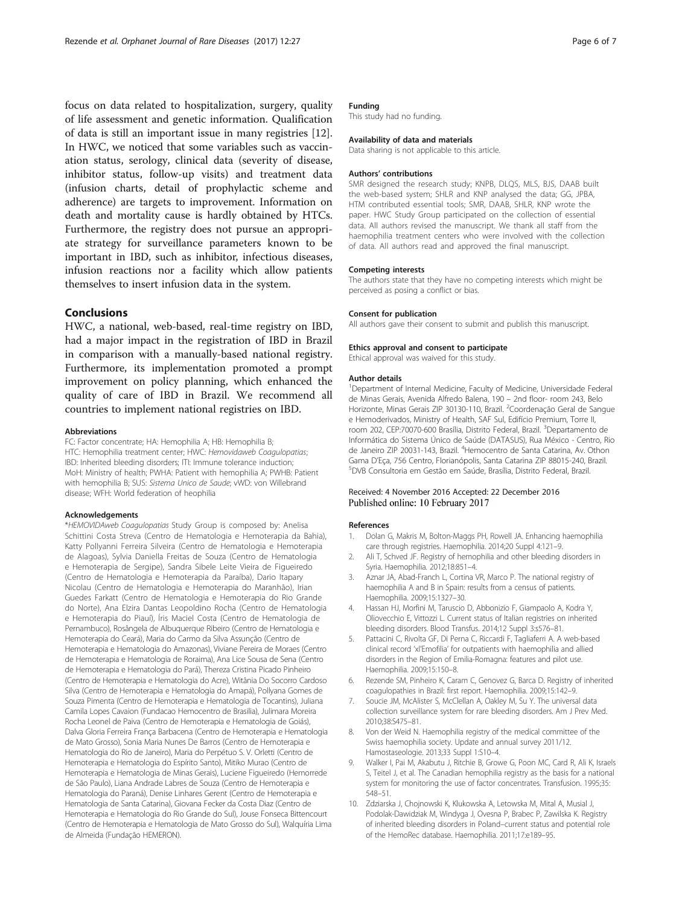focus on data related to hospitalization, surgery, quality of life assessment and genetic information. Qualification of data is still an important issue in many registries [12]. In HWC, we noticed that some variables such as vaccination status, serology, clinical data (severity of disease, inhibitor status, follow-up visits) and treatment data (infusion charts, detail of prophylactic scheme and adherence) are targets to improvement. Information on death and mortality cause is hardly obtained by HTCs. Furthermore, the registry does not pursue an appropriate strategy for surveillance parameters known to be important in IBD, such as inhibitor, infectious diseases, infusion reactions nor a facility which allow patients themselves to insert infusion data in the system.

## Conclusions

HWC, a national, web-based, real-time registry on IBD, had a major impact in the registration of IBD in Brazil in comparison with a manually-based national registry. Furthermore, its implementation promoted a prompt improvement on policy planning, which enhanced the quality of care of IBD in Brazil. We recommend all countries to implement national registries on IBD.

#### Abbreviations

FC: Factor concentrate; HA: Hemophilia A; HB: Hemophilia B; HTC: Hemophilia treatment center; HWC: *Hemovidaweb Coagulopatias*; IBD: Inherited bleeding disorders; ITI: Immune tolerance induction; MoH: Ministry of health; PWHA: Patient with hemophilia A; PWHB: Patient with hemophilia B; SUS: *Sistema Unico de Saude*; vWD: von Willebrand disease; WFH: World federation of heophilia

#### Acknowledgements

*HEMOVIDAweb Coagulopatias* Study Group is composed by: Anelisa Schittini Costa Streva (Centro de Hematologia e Hemoterapia da Bahia), Katty Pollyanni Ferreira Silveira (Centro de Hematologia e Hemoterapia de Alagoas), Sylvia Daniella Freitas de Souza (Centro de Hematologia e Hemoterapia de Sergipe), Sandra Sibele Leite Vieira de Figueiredo (Centro de Hematologia e Hemoterapia da Paraíba), Dario Itapary Nicolau (Centro de Hematologia e Hemoterapia do Maranhão), Irian Guedes Farkatt (Centro de Hematologia e Hemoterapia do Rio Grande do Norte), Ana Elzira Dantas Leopoldino Rocha (Centro de Hematologia e Hemoterapia do Piauí), Íris Maciel Costa (Centro de Hematologia de Pernambuco), Rosângela de Albuquerque Ribeiro (Centro de Hematologia e Hemoterapia do Ceará), Maria do Carmo da Silva Assunção (Centro de Hemoterapia e Hematologia do Amazonas), Viviane Pereira de Moraes (Centro de Hemoterapia e Hematologia de Roraima), Ana Lice Sousa de Sena (Centro de Hemoterapia e Hematologia do Pará), Thereza Cristina Picado Pinheiro (Centro de Hemoterapia e Hematologia do Acre), Witânia Do Socorro Cardoso Silva (Centro de Hemoterapia e Hematologia do Amapá), Pollyana Gomes de Souza Pimenta (Centro de Hemoterapia e Hematologia de Tocantins), Juliana Camila Lopes Cavaion (Fundacao Hemocentro de Brasília), Julimara Moreira Rocha Leonel de Paiva (Centro de Hemoterapia e Hematologia de Goiás), Dalva Gloria Ferreira França Barbacena (Centro de Hemoterapia e Hematologia de Mato Grosso), Sonia Maria Nunes De Barros (Centro de Hemoterapia e Hematologia do Rio de Janeiro), Maria do Perpétuo S. V. Orletti (Centro de Hemoterapia e Hematologia do Espírito Santo), Mitiko Murao (Centro de Hemoterapia e Hematologia de Minas Gerais), Luciene Figueiredo (Hemorrede de São Paulo), Liana Andrade Labres de Souza (Centro de Hemoterapia e Hematologia do Paraná), Denise Linhares Gerent (Centro de Hemoterapia e Hematologia de Santa Catarina), Giovana Fecker da Costa Diaz (Centro de Hemoterapia e Hematologia do Rio Grande do Sul), Jouse Fonseca Bittencourt (Centro de Hemoterapia e Hematologia de Mato Grosso do Sul), Walquíria Lima de Almeida (Fundação HEMERON).

#### Funding

This study had no funding.

#### Availability of data and materials

Data sharing is not applicable to this article.

#### Authors' contributions

SMR designed the research study; KNPB, DLQS, MLS, BJS, DAAB built the web-based system; SHLR and KNP analysed the data; GG, JPBA, HTM contributed essential tools; SMR, DAAB, SHLR, KNP wrote the paper. HWC Study Group participated on the collection of essential data. All authors revised the manuscript. We thank all staff from the haemophilia treatment centers who were involved with the collection of data. All authors read and approved the final manuscript.

#### Competing interests

The authors state that they have no competing interests which might be perceived as posing a conflict or bias.

#### Consent for publication

All authors gave their consent to submit and publish this manuscript.

#### Ethics approval and consent to participate

Ethical approval was waived for this study.

#### Author details

[1]Department of Internal Medicine, Faculty of Medicine, Universidade Federal de Minas Gerais, Avenida Alfredo Balena, 190 – 2nd floor- room 243, Belo Horizonte, Minas Gerais ZIP 30130-110, Brazil. [2]Coordenação Geral de Sangue e Hemoderivados, Ministry of Health, SAF Sul, Edifício Premium, Torre II, room 202, CEP:70070-600 Brasília, Distrito Federal, Brazil. [3]Departamento de Informática do Sistema Único de Saúde (DATASUS), Rua México - Centro, Rio de Janeiro ZIP 20031-143, Brazil. [4]Hemocentro de Santa Catarina, Av. Othon Gama D'Eça, 756 Centro, Florianópolis, Santa Catarina ZIP 88015-240, Brazil. [5]DVB Consultoria em Gestão em Saúde, Brasília, Distrito Federal, Brazil.

Received: 4 November 2016 Accepted: 22 December 2016
Published online: 10 February 2017

#### References

1. Dolan G, Makris M, Bolton-Maggs PH, Rowell JA. Enhancing haemophilia care through registries. Haemophilia. 2014;20 Suppl 4:121–9.
2. Ali T, Schved JF. Registry of hemophilia and other bleeding disorders in Syria. Haemophilia. 2012;18:851–4.
3. Aznar JA, Abad-Franch L, Cortina VR, Marco P. The national registry of haemophilia A and B in Spain: results from a census of patients. Haemophilia. 2009;15:1327–30.
4. Hassan HJ, Morfini M, Taruscio D, Abbonizio F, Giampaolo A, Kodra Y, Oliovecchio E, Vittozzi L. Current status of Italian registries on inherited bleeding disorders. Blood Transfus. 2014;12 Suppl 3:s576–81.
5. Pattacini C, Rivolta GF, Di Perna C, Riccardi F, Tagliaferri A. A web-based clinical record 'xl'Emofilia' for outpatients with haemophilia and allied disorders in the Region of Emilia-Romagna: features and pilot use. Haemophilia. 2009;15:150–8.
6. Rezende SM, Pinheiro K, Caram C, Genovez G, Barca D. Registry of inherited coagulopathies in Brazil: first report. Haemophilia. 2009;15:142–9.
7. Soucie JM, McAlister S, McClellan A, Oakley M, Su Y. The universal data collection surveillance system for rare bleeding disorders. Am J Prev Med. 2010;38:S475–81.
8. Von der Weid N. Haemophilia registry of the medical committee of the Swiss haemophilia society. Update and annual survey 2011/12. Hamostaseologie. 2013;33 Suppl 1:S10–4.
9. Walker I, Pai M, Akabutu J, Ritchie B, Growe G, Poon MC, Card R, Ali K, Israels S, Teitel J, et al. The Canadian hemophilia registry as the basis for a national system for monitoring the use of factor concentrates. Transfusion. 1995;35: 548–51.
10. Zdziarska J, Chojnowski K, Klukowska A, Letowska M, Mital A, Musial J, Podolak-Dawidziak M, Windyga J, Ovesna P, Brabec P, Zawilska K. Registry of inherited bleeding disorders in Poland–current status and potential role of the HemoRec database. Haemophilia. 2011;17:e189–95.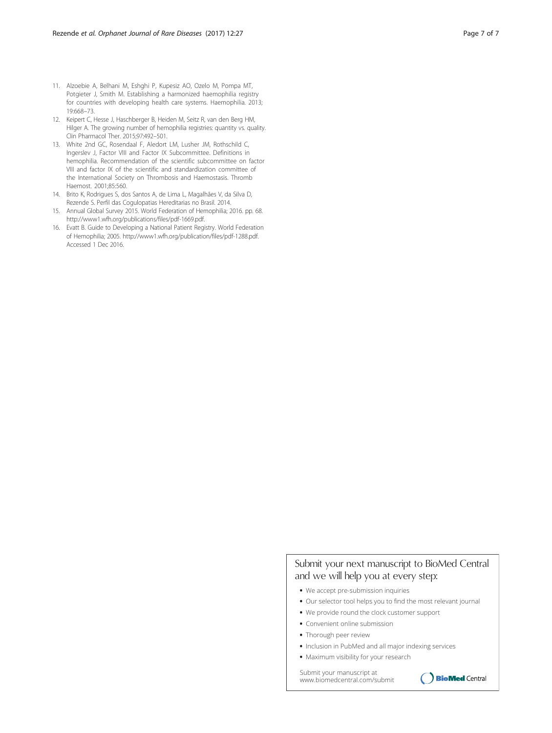11. Alzoebie A, Belhani M, Eshghi P, Kupesiz AO, Ozelo M, Pompa MT, Potgieter J, Smith M. Establishing a harmonized haemophilia registry for countries with developing health care systems. Haemophilia. 2013; 19:668–73.
12. Keipert C, Hesse J, Haschberger B, Heiden M, Seitz R, van den Berg HM, Hilger A. The growing number of hemophilia registries: quantity vs. quality. Clin Pharmacol Ther. 2015;97:492–501.
13. White 2nd GC, Rosendaal F, Aledort LM, Lusher JM, Rothschild C, Ingerslev J, Factor VIII and Factor IX Subcommittee. Definitions in hemophilia. Recommendation of the scientific subcommittee on factor VIII and factor IX of the scientific and standardization committee of the International Society on Thrombosis and Haemostasis. Thromb Haemost. 2001;85:560.
14. Brito K, Rodrigues S, dos Santos A, de Lima L, Magalhães V, da Silva D, Rezende S. Perfil das Cogulopatias Hereditarias no Brasil. 2014.
15. Annual Global Survey 2015. World Federation of Hemophilia; 2016. pp. 68. http://www1.wfh.org/publications/files/pdf-1669.pdf.
16. Evatt B. Guide to Developing a National Patient Registry. World Federation of Hemophilia; 2005. http://www1.wfh.org/publication/files/pdf-1288.pdf. Accessed 1 Dec 2016.

Submit your next manuscript to BioMed Central and we will help you at every step:

- We accept pre-submission inquiries
- Our selector tool helps you to find the most relevant journal
- We provide round the clock customer support
- Convenient online submission
- Thorough peer review
- Inclusion in PubMed and all major indexing services
- Maximum visibility for your research

Submit your manuscript at
www.biomedcentral.com/submit

BioMed Central